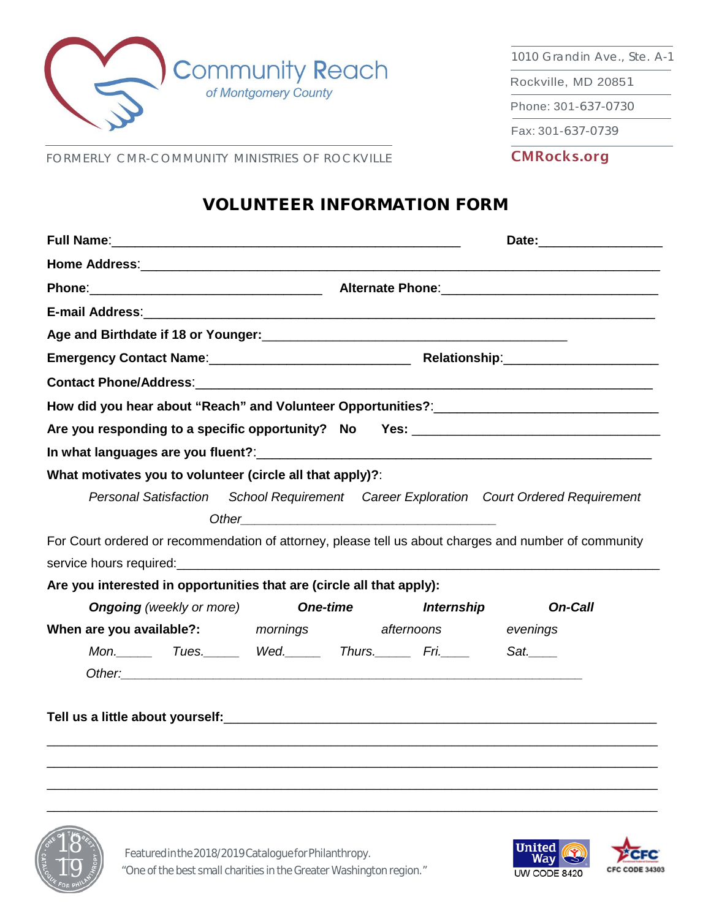Community Reach
*of Montgomery County*

FORMERLY CMR-COMMUNITY MINISTRIES OF ROCKVILLE

1010 Grandin Ave., Ste. A-1
Rockville, MD 20851
Phone: 301-637-0730
Fax: 301-637-0739
**CMRocks.org**

# VOLUNTEER INFORMATION FORM

**Full Name**:_______________________________________________ **Date:**________________

**Home Address**:_______________________________________________________________________

**Phone**:________________________________ **Alternate Phone**:______________________________

**E-mail Address**:______________________________________________________________________

**Age and Birthdate if 18 or Younger:**__________________________________________

**Emergency Contact Name**:__________________________ **Relationship**:_____________________

**Contact Phone/Address**:________________________________________________________________

**How did you hear about "Reach" and Volunteer Opportunities?**:______________________________

**Are you responding to a specific opportunity? No Yes:** ______________________________

**In what languages are you fluent?**:_______________________________________________________

**What motivates you to volunteer (circle all that apply)?**:

*Personal Satisfaction* *School Requirement* *Career Exploration* *Court Ordered Requirement*

*Other*____________________________________

For Court ordered or recommendation of attorney, please tell us about charges and number of community service hours required:______________________________________________________________

**Are you interested in opportunities that are (circle all that apply):**

***Ongoing*** *(weekly or more)* ***One-time*** ***Internship*** ***On-Call***

**When are you available?:** *mornings* *afternoons* *evenings*

*Mon.*_____ *Tues.*_____ *Wed.*_____ *Thurs.*_____ *Fri.*____ *Sat.*____

*Other:*_________________________________________________________________

**Tell us a little about yourself:**_____________________________________________________________

________________________________________________________________________________

________________________________________________________________________________

________________________________________________________________________________

________________________________________________________________________________

Featured in the 2018/2019 Catalogue for Philanthropy.
"One of the best small charities in the Greater Washington region."

United Way UW CODE 8420

CFC CODE 34303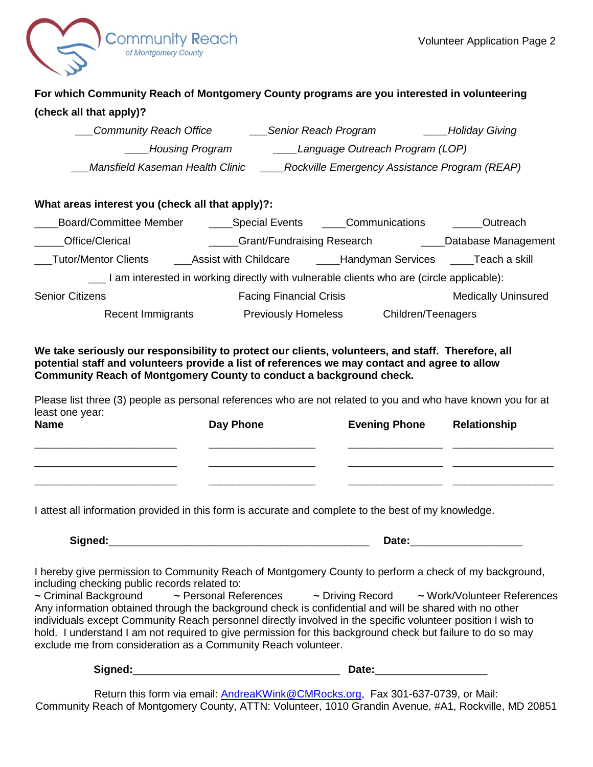**For which Community Reach of Montgomery County programs are you interested in volunteering (check all that apply)?**

___*Community Reach Office*     ___*Senior Reach Program*     ____*Holiday Giving*

____*Housing Program*     ____*Language Outreach Program (LOP)*

___*Mansfield Kaseman Health Clinic*     ____*Rockville Emergency Assistance Program (REAP)*

**What areas interest you (check all that apply)?:**

____Board/Committee Member     ____Special Events     ____Communications     _____Outreach

_____Office/Clerical     _____Grant/Fundraising Research     ____Database Management

___Tutor/Mentor Clients     ___Assist with Childcare     ____Handyman Services     ____Teach a skill

___ I am interested in working directly with vulnerable clients who are (circle applicable):

Senior Citizens     Facing Financial Crisis     Medically Uninsured

Recent Immigrants     Previously Homeless     Children/Teenagers

**We take seriously our responsibility to protect our clients, volunteers, and staff. Therefore, all potential staff and volunteers provide a list of references we may contact and agree to allow Community Reach of Montgomery County to conduct a background check.**

Please list three (3) people as personal references who are not related to you and who have known you for at least one year:

| Name | Day Phone | Evening Phone | Relationship |
|---|---|---|---|
| ______________________ | ________________ | ______________ | _______________ |
| ______________________ | ________________ | ______________ | _______________ |
| ______________________ | ________________ | ______________ | _______________ |

I attest all information provided in this form is accurate and complete to the best of my knowledge.

**Signed:**_____________________________________________ **Date:**__________________

I hereby give permission to Community Reach of Montgomery County to perform a check of my background, including checking public records related to:

~ Criminal Background     ~ Personal References     ~ Driving Record     ~ Work/Volunteer References

Any information obtained through the background check is confidential and will be shared with no other individuals except Community Reach personnel directly involved in the specific volunteer position I wish to hold. I understand I am not required to give permission for this background check but failure to do so may exclude me from consideration as a Community Reach volunteer.

**Signed:**___________________________________ **Date:**__________________

Return this form via email: AndreaKWink@CMRocks.org, Fax 301-637-0739, or Mail: Community Reach of Montgomery County, ATTN: Volunteer, 1010 Grandin Avenue, #A1, Rockville, MD 20851